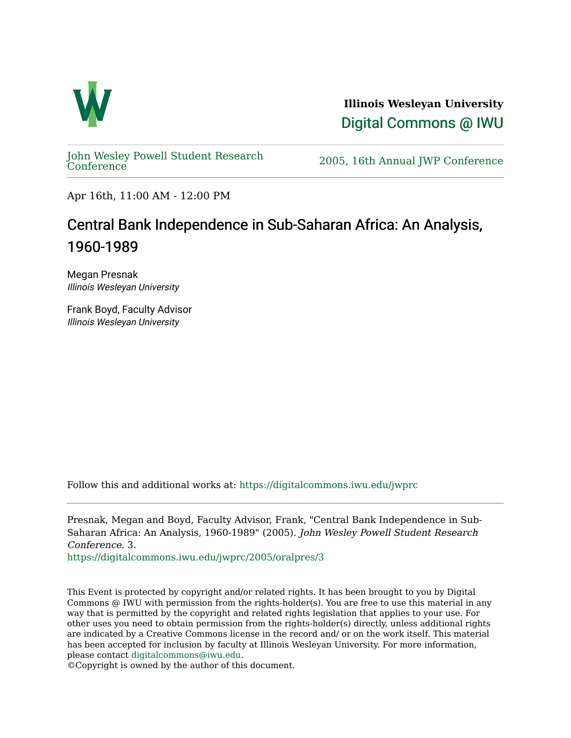**Illinois Wesleyan University**

Digital Commons @ IWU

John Wesley Powell Student Research Conference

2005, 16th Annual JWP Conference

Apr 16th, 11:00 AM - 12:00 PM

# Central Bank Independence in Sub-Saharan Africa: An Analysis, 1960-1989

Megan Presnak
*Illinois Wesleyan University*

Frank Boyd, Faculty Advisor
*Illinois Wesleyan University*

Follow this and additional works at: https://digitalcommons.iwu.edu/jwprc

Presnak, Megan and Boyd, Faculty Advisor, Frank, "Central Bank Independence in Sub-Saharan Africa: An Analysis, 1960-1989" (2005). *John Wesley Powell Student Research Conference*. 3.
https://digitalcommons.iwu.edu/jwprc/2005/oralpres/3

This Event is protected by copyright and/or related rights. It has been brought to you by Digital Commons @ IWU with permission from the rights-holder(s). You are free to use this material in any way that is permitted by the copyright and related rights legislation that applies to your use. For other uses you need to obtain permission from the rights-holder(s) directly, unless additional rights are indicated by a Creative Commons license in the record and/ or on the work itself. This material has been accepted for inclusion by faculty at Illinois Wesleyan University. For more information, please contact digitalcommons@iwu.edu.
©Copyright is owned by the author of this document.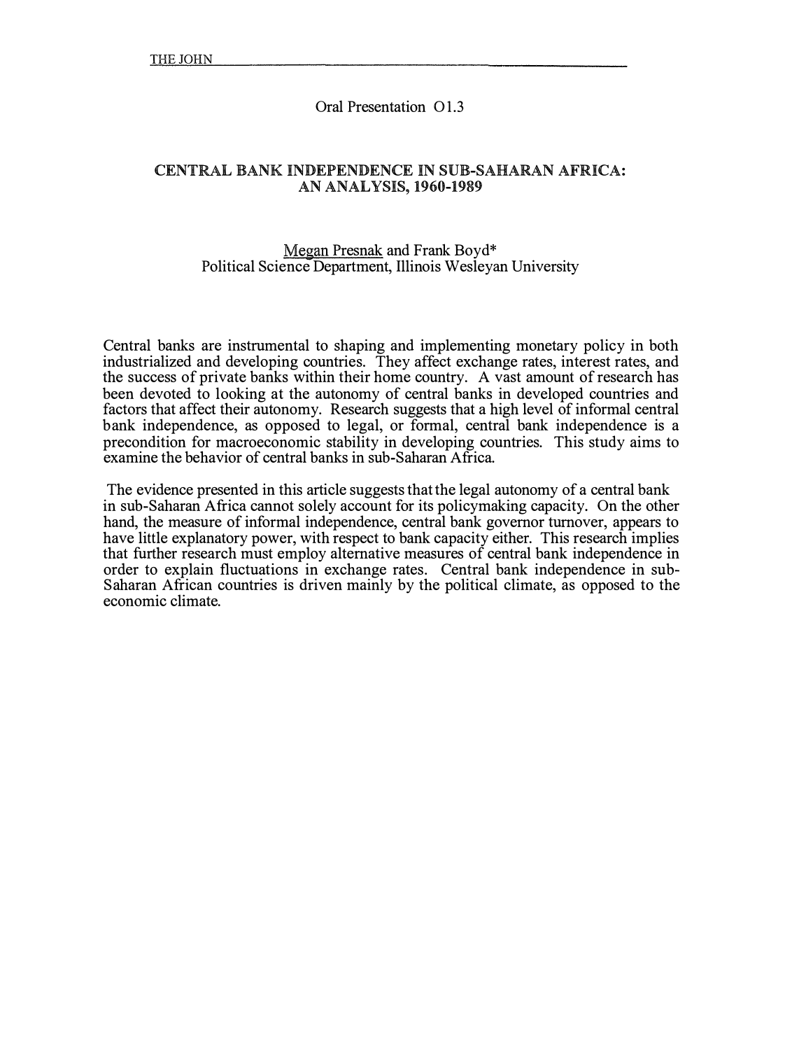Oral Presentation O1.3

## CENTRAL BANK INDEPENDENCE IN SUB-SAHARAN AFRICA: AN ANALYSIS, 1960-1989

Megan Presnak and Frank Boyd*
Political Science Department, Illinois Wesleyan University

Central banks are instrumental to shaping and implementing monetary policy in both industrialized and developing countries. They affect exchange rates, interest rates, and the success of private banks within their home country. A vast amount of research has been devoted to looking at the autonomy of central banks in developed countries and factors that affect their autonomy. Research suggests that a high level of informal central bank independence, as opposed to legal, or formal, central bank independence is a precondition for macroeconomic stability in developing countries. This study aims to examine the behavior of central banks in sub-Saharan Africa.

The evidence presented in this article suggests that the legal autonomy of a central bank in sub-Saharan Africa cannot solely account for its policymaking capacity. On the other hand, the measure of informal independence, central bank governor turnover, appears to have little explanatory power, with respect to bank capacity either. This research implies that further research must employ alternative measures of central bank independence in order to explain fluctuations in exchange rates. Central bank independence in sub-Saharan African countries is driven mainly by the political climate, as opposed to the economic climate.